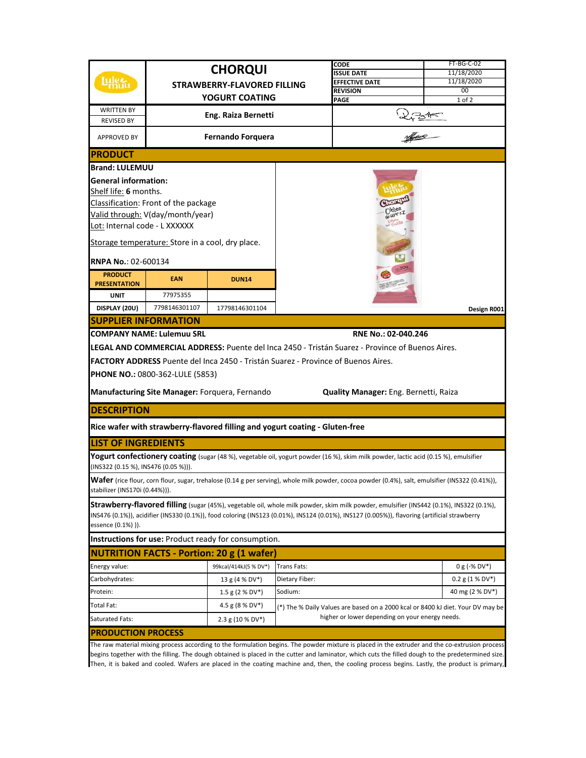| | CHORQUI STRAWBERRY-FLAVORED FILLING YOGURT COATING | CODE | FT-BG-C-02 |
|---|---|---|---|
| | | ISSUE DATE | 11/18/2020 |
| | | EFFECTIVE DATE | 11/18/2020 |
| | | REVISION | 00 |
| WRITTEN BY / REVISED BY | Eng. Raiza Bernetti | | |
| APPROVED BY | Fernando Forquera | | |

## PRODUCT

**Brand: LULEMUU**

**General information:**

Shelf life: **6** months.

Classification: Front of the package

Valid through: V(day/month/year)

Lot: Internal code - L XXXXXX

Storage temperature: Store in a cool, dry place.

**RNPA No.**: 02-600134

| PRODUCT PRESENTATION | EAN | DUN14 |
|---|---|---|
| UNIT | 77975355 | |
| DISPLAY (20U) | 7798146301107 | 17798146301104 |

Design R001

## SUPPLIER INFORMATION

**COMPANY NAME: Lulemuu SRL** **RNE No.: 02-040.246**

**LEGAL AND COMMERCIAL ADDRESS:** Puente del Inca 2450 - Tristán Suarez - Province of Buenos Aires.

**FACTORY ADDRESS** Puente del Inca 2450 - Tristán Suarez - Province of Buenos Aires.

**PHONE NO.:** 0800-362-LULE (5853)

**Manufacturing Site Manager:** Forquera, Fernando **Quality Manager:** Eng. Bernetti, Raiza

## DESCRIPTION

**Rice wafer with strawberry-flavored filling and yogurt coating - Gluten-free**

## LIST OF INGREDIENTS

**Yogurt confectionery coating** (sugar (48 %), vegetable oil, yogurt powder (16 %), skim milk powder, lactic acid (0.15 %), emulsifier (INS322 (0.15 %), INS476 (0.05 %))).

**Wafer** (rice flour, corn flour, sugar, trehalose (0.14 g per serving), whole milk powder, cocoa powder (0.4%), salt, emulsifier (INS322 (0.41%)), stabilizer (INS170i (0.44%))).

**Strawberry-flavored filling** (sugar (45%), vegetable oil, whole milk powder, skim milk powder, emulsifier (INS442 (0.1%), INS322 (0.1%), INS476 (0.1%)), acidifier (INS330 (0.1%)), food coloring (INS123 (0.01%), INS124 (0.01%), INS127 (0.005%)), flavoring (artificial strawberry essence (0.1%) )).

**Instructions for use:** Product ready for consumption.

## NUTRITION FACTS - Portion: 20 g (1 wafer)

| | | | |
|---|---|---|---|
| Energy value: | 99kcal/414kJ(5 % DV*) | Trans Fats: | 0 g (-% DV*) |
| Carbohydrates: | 13 g (4 % DV*) | Dietary Fiber: | 0.2 g (1 % DV*) |
| Protein: | 1.5 g (2 % DV*) | Sodium: | 40 mg (2 % DV*) |
| Total Fat: | 4.5 g (8 % DV*) | (*) The % Daily Values are based on a 2000 kcal or 8400 kJ diet. Your DV may be higher or lower depending on your energy needs. | |
| Saturated Fats: | 2.3 g (10 % DV*) | | |

## PRODUCTION PROCESS

The raw material mixing process according to the formulation begins. The powder mixture is placed in the extruder and the co-extrusion process begins together with the filling. The dough obtained is placed in the cutter and laminator, which cuts the filled dough to the predetermined size. Then, it is baked and cooled. Wafers are placed in the coating machine and, then, the cooling process begins. Lastly, the product is primary,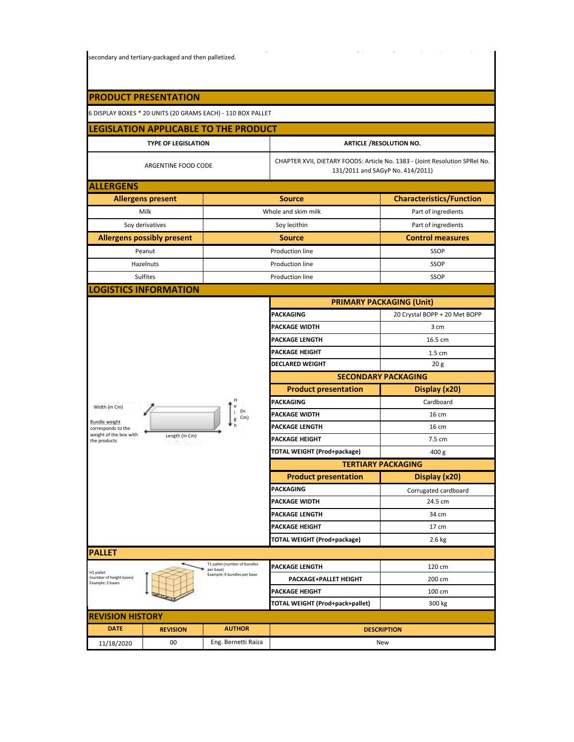secondary and tertiary-packaged and then palletized.

## PRODUCT PRESENTATION

6 DISPLAY BOXES * 20 UNITS (20 GRAMS EACH) - 110 BOX PALLET

## LEGISLATION APPLICABLE TO THE PRODUCT

| TYPE OF LEGISLATION | ARTICLE /RESOLUTION NO. |
|---|---|
| ARGENTINE FOOD CODE | CHAPTER XVII, DIETARY FOODS: Article No. 1383 - (Joint Resolution SPReI No. 131/2011 and SAGyP No. 414/2011) |

## ALLERGENS

| Allergens present | Source | Characteristics/Function |
|---|---|---|
| Milk | Whole and skim milk | Part of ingredients |
| Soy derivatives | Soy lecithin | Part of ingredients |
| **Allergens possibly present** | **Source** | **Control measures** |
| Peanut | Production line | SSOP |
| Hazelnuts | Production line | SSOP |
| Sulfites | Production line | SSOP |

## LOGISTICS INFORMATION

Width (in Cm)

Length (in Cm)

Height (in Cm)

Bundle weight corresponds to the weight of the box with the products

| PRIMARY PACKAGING (Unit) | |
|---|---|
| PACKAGING | 20 Crystal BOPP + 20 Met BOPP |
| PACKAGE WIDTH | 3 cm |
| PACKAGE LENGTH | 16.5 cm |
| PACKAGE HEIGHT | 1.5 cm |
| DECLARED WEIGHT | 20 g |
| **SECONDARY PACKAGING** | |
| **Product presentation** | **Display (x20)** |
| PACKAGING | Cardboard |
| PACKAGE WIDTH | 16 cm |
| PACKAGE LENGTH | 16 cm |
| PACKAGE HEIGHT | 7.5 cm |
| TOTAL WEIGHT (Prod+package) | 400 g |
| **TERTIARY PACKAGING** | |
| **Product presentation** | **Display (x20)** |
| PACKAGING | Corrugated cardboard |
| PACKAGE WIDTH | 24.5 cm |
| PACKAGE LENGTH | 34 cm |
| PACKAGE HEIGHT | 17 cm |
| TOTAL WEIGHT (Prod+package) | 2.6 kg |

## PALLET

H1 pallet (number of height bases) Example: 3 bases

T1 pallet (number of bundles per base) Example: 9 bundles per base

| | |
|---|---|
| PACKAGE LENGTH | 120 cm |
| PACKAGE+PALLET HEIGHT | 200 cm |
| PACKAGE HEIGHT | 100 cm |
| TOTAL WEIGHT (Prod+pack+pallet) | 300 kg |

## REVISION HISTORY

| DATE | REVISION | AUTHOR | DESCRIPTION |
|---|---|---|---|
| 11/18/2020 | 00 | Eng. Bernetti Raiza | New |